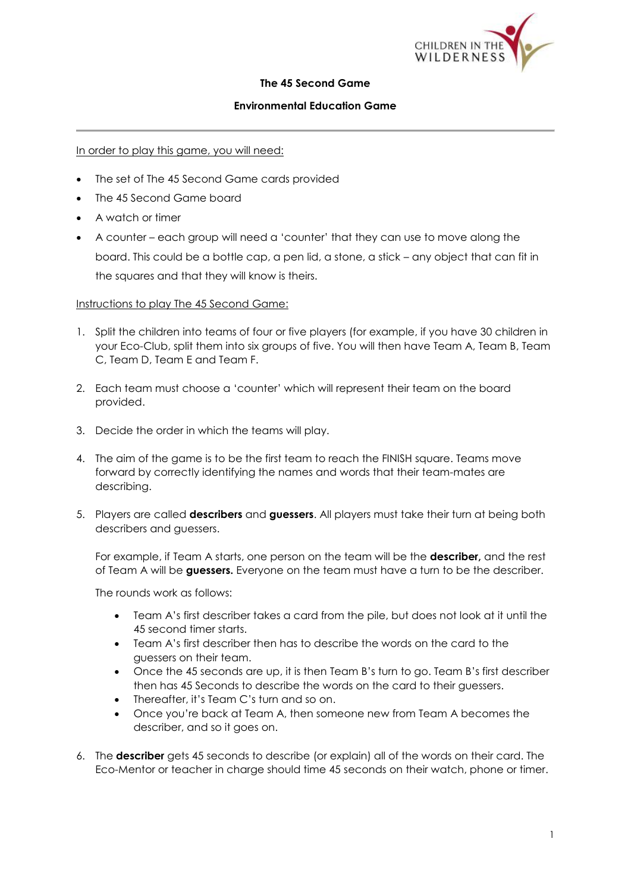# The 45 Second Game

## Environmental Education Game

---

In order to play this game, you will need:

- The set of The 45 Second Game cards provided
- The 45 Second Game board
- A watch or timer
- A counter – each group will need a 'counter' that they can use to move along the board. This could be a bottle cap, a pen lid, a stone, a stick – any object that can fit in the squares and that they will know is theirs.

Instructions to play The 45 Second Game:

1. Split the children into teams of four or five players (for example, if you have 30 children in your Eco-Club, split them into six groups of five. You will then have Team A, Team B, Team C, Team D, Team E and Team F.

2. Each team must choose a 'counter' which will represent their team on the board provided.

3. Decide the order in which the teams will play.

4. The aim of the game is to be the first team to reach the FINISH square. Teams move forward by correctly identifying the names and words that their team-mates are describing.

5. Players are called **describers** and **guessers**. All players must take their turn at being both describers and guessers.

   For example, if Team A starts, one person on the team will be the **describer,** and the rest of Team A will be **guessers.** Everyone on the team must have a turn to be the describer.

   The rounds work as follows:

   - Team A's first describer takes a card from the pile, but does not look at it until the 45 second timer starts.
   - Team A's first describer then has to describe the words on the card to the guessers on their team.
   - Once the 45 seconds are up, it is then Team B's turn to go. Team B's first describer then has 45 Seconds to describe the words on the card to their guessers.
   - Thereafter, it's Team C's turn and so on.
   - Once you're back at Team A, then someone new from Team A becomes the describer, and so it goes on.

6. The **describer** gets 45 seconds to describe (or explain) all of the words on their card. The Eco-Mentor or teacher in charge should time 45 seconds on their watch, phone or timer.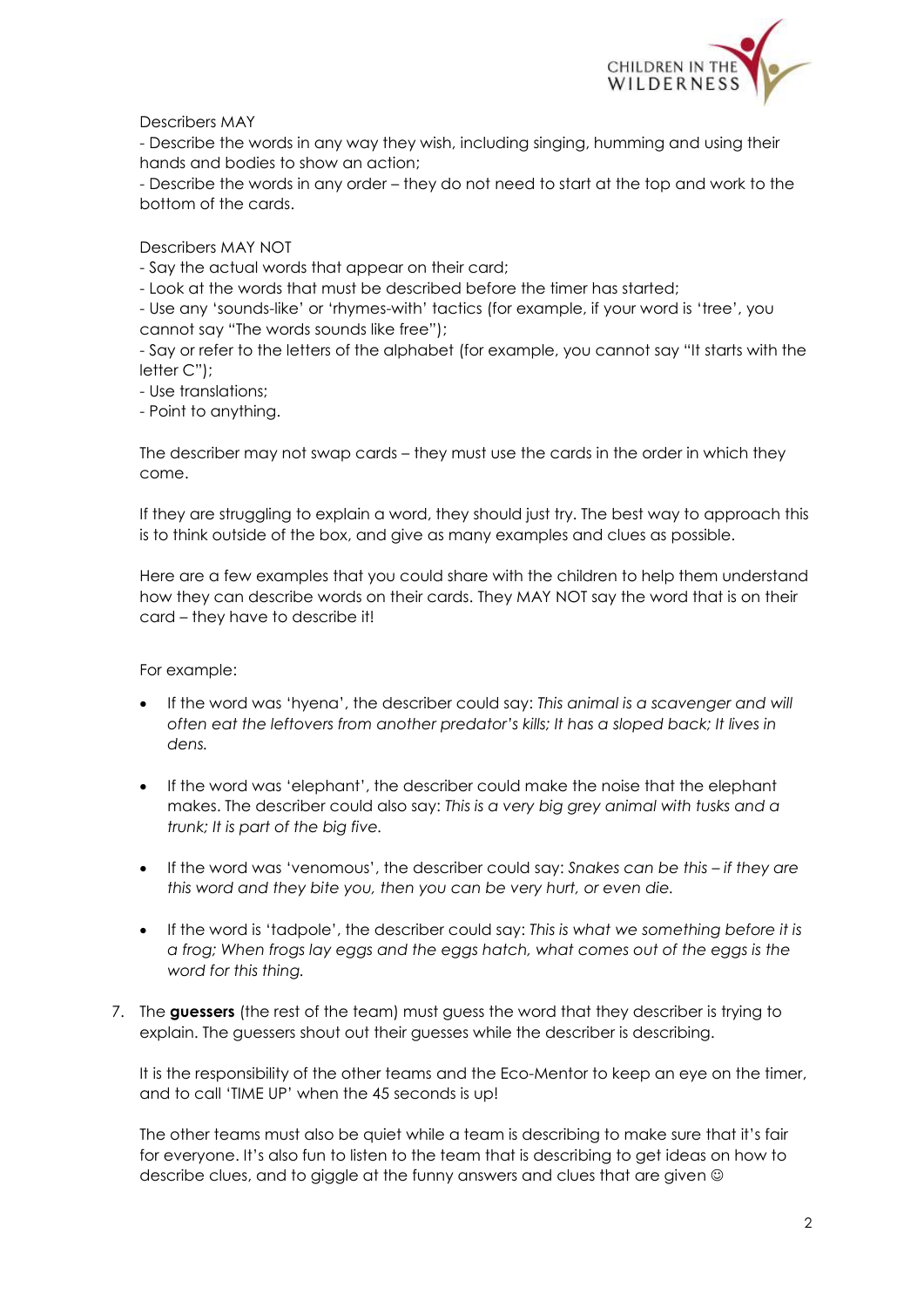Describers MAY

- Describe the words in any way they wish, including singing, humming and using their hands and bodies to show an action;
- Describe the words in any order – they do not need to start at the top and work to the bottom of the cards.

Describers MAY NOT

- Say the actual words that appear on their card;
- Look at the words that must be described before the timer has started;
- Use any 'sounds-like' or 'rhymes-with' tactics (for example, if your word is 'tree', you cannot say "The words sounds like free");
- Say or refer to the letters of the alphabet (for example, you cannot say "It starts with the letter C");
- Use translations;
- Point to anything.

The describer may not swap cards – they must use the cards in the order in which they come.

If they are struggling to explain a word, they should just try. The best way to approach this is to think outside of the box, and give as many examples and clues as possible.

Here are a few examples that you could share with the children to help them understand how they can describe words on their cards. They MAY NOT say the word that is on their card – they have to describe it!

For example:

- If the word was 'hyena', the describer could say: *This animal is a scavenger and will often eat the leftovers from another predator's kills; It has a sloped back; It lives in dens.*

- If the word was 'elephant', the describer could make the noise that the elephant makes. The describer could also say: *This is a very big grey animal with tusks and a trunk; It is part of the big five.*

- If the word was 'venomous', the describer could say: *Snakes can be this – if they are this word and they bite you, then you can be very hurt, or even die.*

- If the word is 'tadpole', the describer could say: *This is what we something before it is a frog; When frogs lay eggs and the eggs hatch, what comes out of the eggs is the word for this thing.*

7. The **guessers** (the rest of the team) must guess the word that they describer is trying to explain. The guessers shout out their guesses while the describer is describing.

   It is the responsibility of the other teams and the Eco-Mentor to keep an eye on the timer, and to call 'TIME UP' when the 45 seconds is up!

   The other teams must also be quiet while a team is describing to make sure that it's fair for everyone. It's also fun to listen to the team that is describing to get ideas on how to describe clues, and to giggle at the funny answers and clues that are given ☺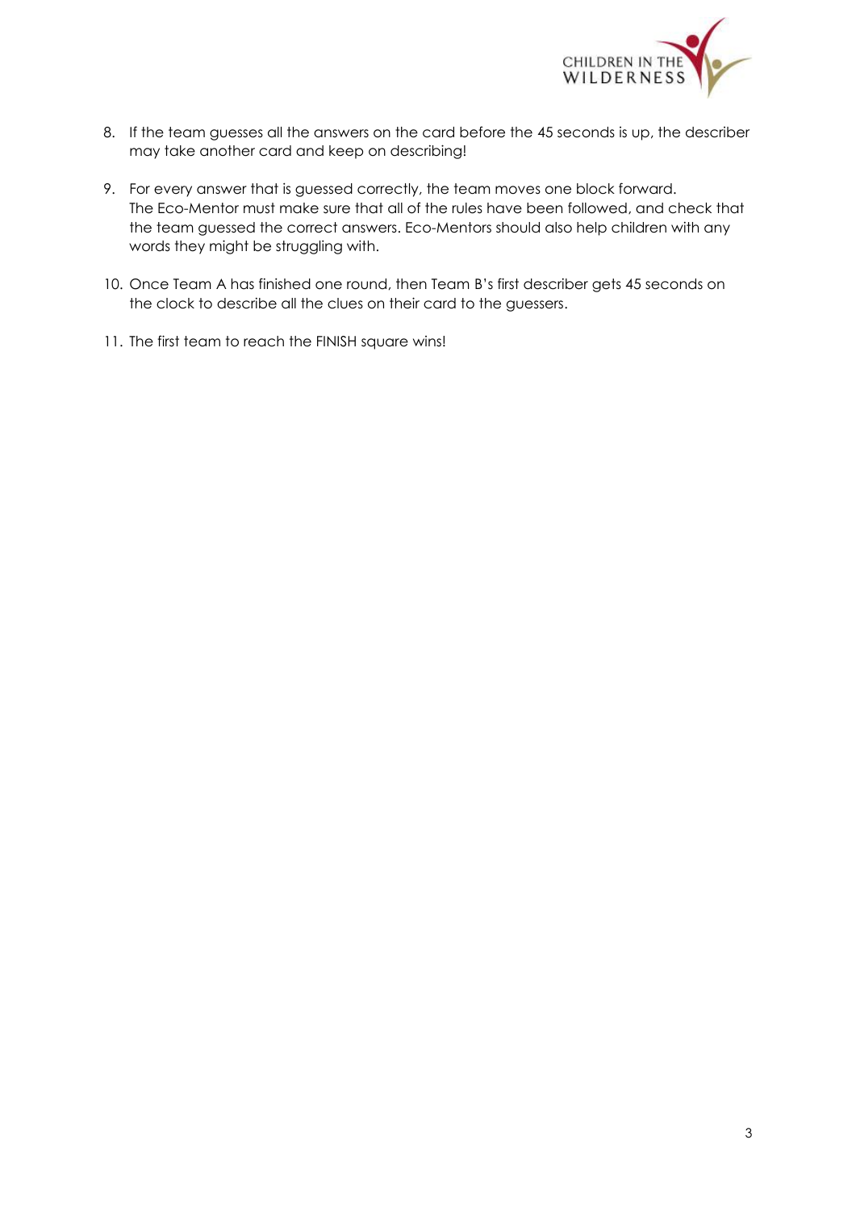8. If the team guesses all the answers on the card before the 45 seconds is up, the describer may take another card and keep on describing!

9. For every answer that is guessed correctly, the team moves one block forward. The Eco-Mentor must make sure that all of the rules have been followed, and check that the team guessed the correct answers. Eco-Mentors should also help children with any words they might be struggling with.

10. Once Team A has finished one round, then Team B's first describer gets 45 seconds on the clock to describe all the clues on their card to the guessers.

11. The first team to reach the FINISH square wins!